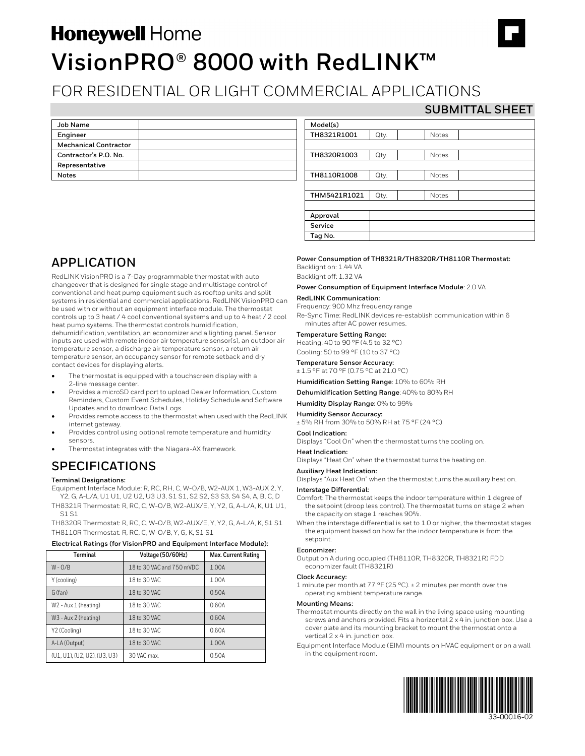# Honeywell Home

# VisionPRO® 8000 with RedLINK™

## FOR RESIDENTIAL OR LIGHT COMMERCIAL APPLICATIONS

**SUBMITTAL SHEET**

| Job Name | |
|---|---|
| Engineer | |
| Mechanical Contractor | |
| Contractor's P.O. No. | |
| Representative | |
| Notes | |

| Model(s) | | | | |
|---|---|---|---|---|
| TH8321R1001 | Qty. | | Notes | |
| | | | | |
| TH8320R1003 | Qty. | | Notes | |
| | | | | |
| TH8110R1008 | Qty. | | Notes | |
| | | | | |
| THM5421R1021 | Qty. | | Notes | |
| | | | | |
| Approval | | | | |
| Service | | | | |
| Tag No. | | | | |

## APPLICATION

RedLINK VisionPRO is a 7-Day programmable thermostat with auto changeover that is designed for single stage and multistage control of conventional and heat pump equipment such as rooftop units and split systems in residential and commercial applications. RedLINK VisionPRO can be used with or without an equipment interface module. The thermostat controls up to 3 heat / 4 cool conventional systems and up to 4 heat / 2 cool heat pump systems. The thermostat controls humidification, dehumidification, ventilation, an economizer and a lighting panel. Sensor inputs are used with remote indoor air temperature sensor(s), an outdoor air temperature sensor, a discharge air temperature sensor, a return air temperature sensor, an occupancy sensor for remote setback and dry contact devices for displaying alerts.

- The thermostat is equipped with a touchscreen display with a 2-line message center.
- Provides a microSD card port to upload Dealer Information, Custom Reminders, Custom Event Schedules, Holiday Schedule and Software Updates and to download Data Logs.
- Provides remote access to the thermostat when used with the RedLINK internet gateway.
- Provides control using optional remote temperature and humidity sensors.
- Thermostat integrates with the Niagara-AX framework.

## SPECIFICATIONS

**Terminal Designations:**

Equipment Interface Module: R, RC, RH, C, W-O/B, W2-AUX 1, W3-AUX 2, Y, Y2, G, A-L/A, U1 U1, U2 U2, U3 U3, S1 S1, S2 S2, S3 S3, S4 S4, A, B, C, D

TH8321R Thermostat: R, RC, C, W-O/B, W2-AUX/E, Y, Y2, G, A-L/A, K, U1 U1, S1 S1

TH8320R Thermostat: R, RC, C, W-O/B, W2-AUX/E, Y, Y2, G, A-L/A, K, S1 S1

TH8110R Thermostat: R, RC, C, W-O/B, Y, G, K, S1 S1

**Electrical Ratings (for VisionPRO and Equipment Interface Module):**

| Terminal | Voltage (50/60Hz) | Max. Current Rating |
|---|---|---|
| W - O/B | 18 to 30 VAC and 750 mVDC | 1.00A |
| Y (cooling) | 18 to 30 VAC | 1.00A |
| G (fan) | 18 to 30 VAC | 0.50A |
| W2 - Aux 1 (heating) | 18 to 30 VAC | 0.60A |
| W3 - Aux 2 (heating) | 18 to 30 VAC | 0.60A |
| Y2 (Cooling) | 18 to 30 VAC | 0.60A |
| A-LA (Output) | 18 to 30 VAC | 1.00A |
| (U1, U1), (U2, U2), (U3, U3) | 30 VAC max. | 0.50A |

**Power Consumption of TH8321R/TH8320R/TH8110R Thermostat:**

Backlight on: 1.44 VA

Backlight off: 1.32 VA

**Power Consumption of Equipment Interface Module**: 2.0 VA

**RedLINK Communication:**

Frequency: 900 Mhz frequency range

Re-Sync Time: RedLINK devices re-establish communication within 6 minutes after AC power resumes.

**Temperature Setting Range:**

Heating: 40 to 90 °F (4.5 to 32 °C)

Cooling: 50 to 99 °F (10 to 37 °C)

**Temperature Sensor Accuracy:**

± 1.5 °F at 70 °F (0.75 °C at 21.0 °C)

**Humidification Setting Range**: 10% to 60% RH

**Dehumidification Setting Range**: 40% to 80% RH

**Humidity Display Range:** 0% to 99%

**Humidity Sensor Accuracy:**

± 5% RH from 30% to 50% RH at 75 °F (24 °C)

**Cool Indication:**

Displays "Cool On" when the thermostat turns the cooling on.

**Heat Indication:**

Displays "Heat On" when the thermostat turns the heating on.

**Auxiliary Heat Indication:**

Displays "Aux Heat On" when the thermostat turns the auxiliary heat on.

**Interstage Differential:**

Comfort: The thermostat keeps the indoor temperature within 1 degree of the setpoint (droop less control). The thermostat turns on stage 2 when the capacity on stage 1 reaches 90%.

When the interstage differential is set to 1.0 or higher, the thermostat stages the equipment based on how far the indoor temperature is from the setpoint.

**Economizer:**

Output on A during occupied (TH8110R, TH8320R, TH8321R) FDD economizer fault (TH8321R)

**Clock Accuracy:**

1 minute per month at 77 °F (25 °C). ± 2 minutes per month over the operating ambient temperature range.

**Mounting Means:**

Thermostat mounts directly on the wall in the living space using mounting screws and anchors provided. Fits a horizontal 2 x 4 in. junction box. Use a cover plate and its mounting bracket to mount the thermostat onto a vertical 2 x 4 in. junction box.

Equipment Interface Module (EIM) mounts on HVAC equipment or on a wall in the equipment room.

33-00016-02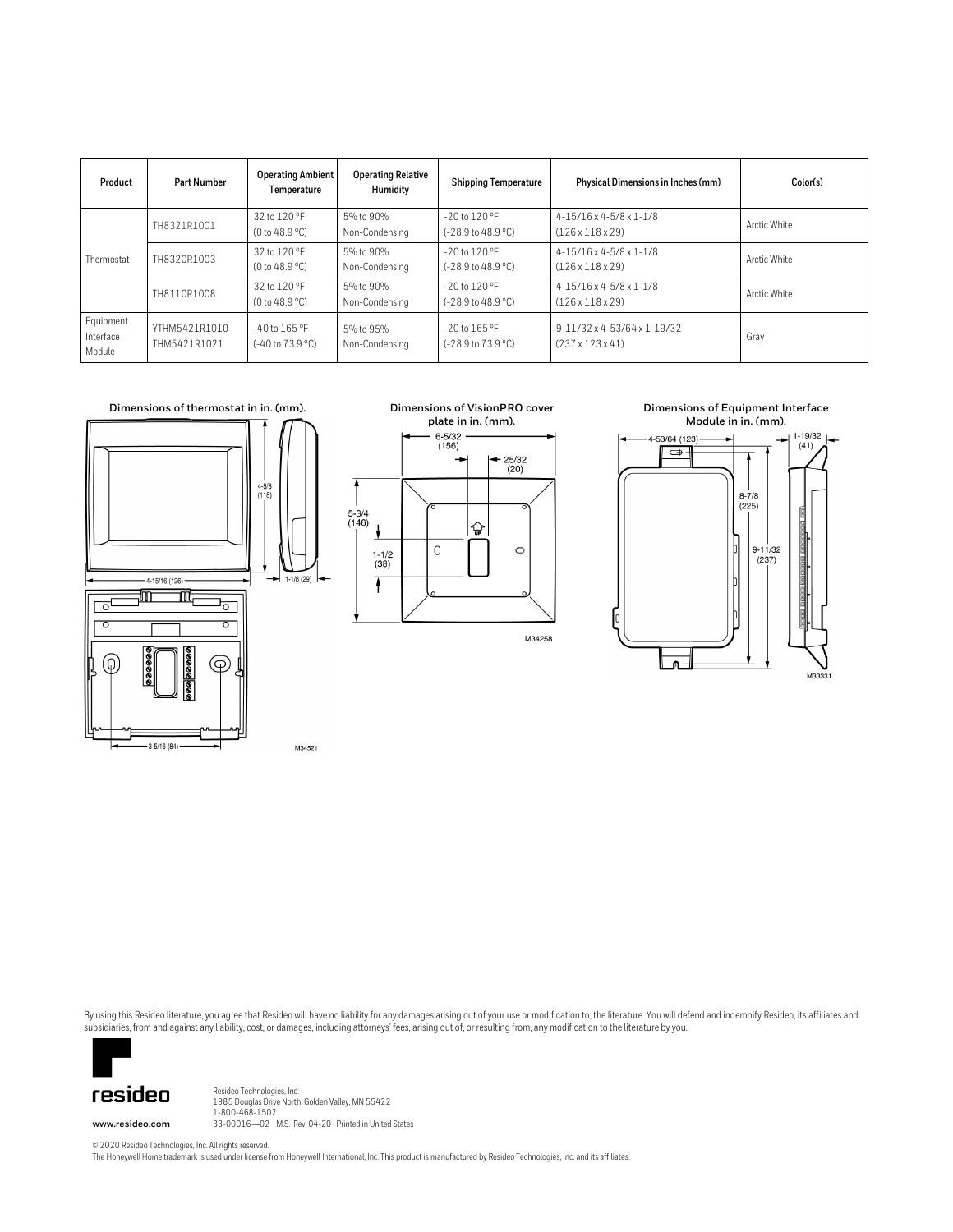| Product | Part Number | Operating Ambient Temperature | Operating Relative Humidity | Shipping Temperature | Physical Dimensions in Inches (mm) | Color(s) |
|---|---|---|---|---|---|---|
| Thermostat | TH8321R1001 | 32 to 120 °F (0 to 48.9 °C) | 5% to 90% Non-Condensing | -20 to 120 °F (-28.9 to 48.9 °C) | 4-15/16 x 4-5/8 x 1-1/8 (126 x 118 x 29) | Arctic White |
| | TH8320R1003 | 32 to 120 °F (0 to 48.9 °C) | 5% to 90% Non-Condensing | -20 to 120 °F (-28.9 to 48.9 °C) | 4-15/16 x 4-5/8 x 1-1/8 (126 x 118 x 29) | Arctic White |
| | TH8110R1008 | 32 to 120 °F (0 to 48.9 °C) | 5% to 90% Non-Condensing | -20 to 120 °F (-28.9 to 48.9 °C) | 4-15/16 x 4-5/8 x 1-1/8 (126 x 118 x 29) | Arctic White |
| Equipment Interface Module | YTHM5421R1010 THM5421R1021 | -40 to 165 °F (-40 to 73.9 °C) | 5% to 95% Non-Condensing | -20 to 165 °F (-28.9 to 73.9 °C) | 9-11/32 x 4-53/64 x 1-19/32 (237 x 123 x 41) | Gray |

Dimensions of thermostat in in. (mm).

4-5/8 (118)
4-15/16 (126)
1-1/8 (29)
3-5/16 (84)
M34521

Dimensions of VisionPRO cover plate in in. (mm).

6-5/32 (156)
25/32 (20)
5-3/4 (146)
1-1/2 (38)
UP
M34258

Dimensions of Equipment Interface Module in in. (mm).

4-53/64 (123)
1-19/32 (41)
8-7/8 (225)
9-11/32 (237)
M33331

By using this Resideo literature, you agree that Resideo will have no liability for any damages arising out of your use or modification to, the literature. You will defend and indemnify Resideo, its affiliates and subsidiaries, from and against any liability, cost, or damages, including attorneys' fees, arising out of, or resulting from, any modification to the literature by you.

resideo

www.resideo.com

Resideo Technologies, Inc.
1985 Douglas Drive North, Golden Valley, MN 55422
1-800-468-1502
33-00016—02 M.S. Rev. 04-20 | Printed in United States

© 2020 Resideo Technologies, Inc. All rights reserved.
The Honeywell Home trademark is used under license from Honeywell International, Inc. This product is manufactured by Resideo Technologies, Inc. and its affiliates.